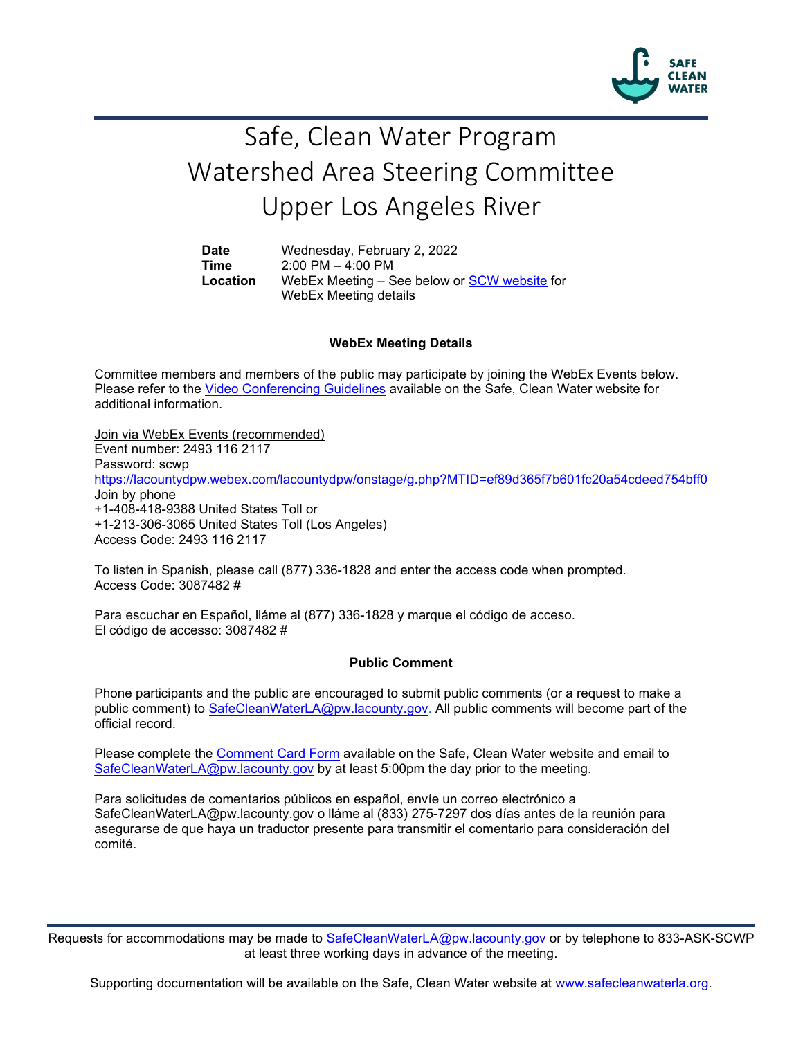# Safe, Clean Water Program
# Watershed Area Steering Committee
# Upper Los Angeles River

**Date** Wednesday, February 2, 2022
**Time** 2:00 PM – 4:00 PM
**Location** WebEx Meeting – See below or SCW website for WebEx Meeting details

**WebEx Meeting Details**

Committee members and members of the public may participate by joining the WebEx Events below. Please refer to the Video Conferencing Guidelines available on the Safe, Clean Water website for additional information.

Join via WebEx Events (recommended)
Event number: 2493 116 2117
Password: scwp
https://lacountydpw.webex.com/lacountydpw/onstage/g.php?MTID=ef89d365f7b601fc20a54cdeed754bff0
Join by phone
+1-408-418-9388 United States Toll or
+1-213-306-3065 United States Toll (Los Angeles)
Access Code: 2493 116 2117

To listen in Spanish, please call (877) 336-1828 and enter the access code when prompted.
Access Code: 3087482 #

Para escuchar en Español, lláme al (877) 336-1828 y marque el código de acceso.
El código de accesso: 3087482 #

**Public Comment**

Phone participants and the public are encouraged to submit public comments (or a request to make a public comment) to SafeCleanWaterLA@pw.lacounty.gov. All public comments will become part of the official record.

Please complete the Comment Card Form available on the Safe, Clean Water website and email to SafeCleanWaterLA@pw.lacounty.gov by at least 5:00pm the day prior to the meeting.

Para solicitudes de comentarios públicos en español, envíe un correo electrónico a SafeCleanWaterLA@pw.lacounty.gov o lláme al (833) 275-7297 dos días antes de la reunión para asegurarse de que haya un traductor presente para transmitir el comentario para consideración del comité.

Requests for accommodations may be made to SafeCleanWaterLA@pw.lacounty.gov or by telephone to 833-ASK-SCWP at least three working days in advance of the meeting.

Supporting documentation will be available on the Safe, Clean Water website at www.safecleanwaterla.org.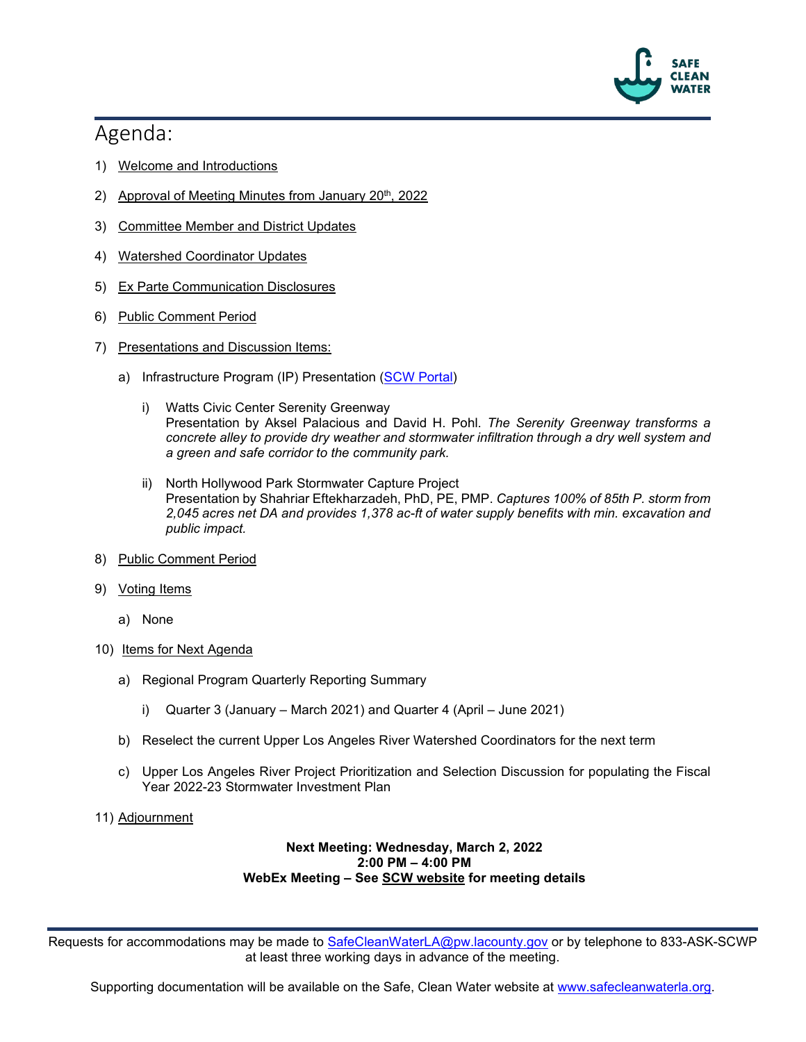# Agenda:

1) Welcome and Introductions

2) Approval of Meeting Minutes from January 20th, 2022

3) Committee Member and District Updates

4) Watershed Coordinator Updates

5) Ex Parte Communication Disclosures

6) Public Comment Period

7) Presentations and Discussion Items:

   a) Infrastructure Program (IP) Presentation (SCW Portal)

      i) Watts Civic Center Serenity Greenway
      Presentation by Aksel Palacious and David H. Pohl. *The Serenity Greenway transforms a concrete alley to provide dry weather and stormwater infiltration through a dry well system and a green and safe corridor to the community park.*

      ii) North Hollywood Park Stormwater Capture Project
      Presentation by Shahriar Eftekharzadeh, PhD, PE, PMP. *Captures 100% of 85th P. storm from 2,045 acres net DA and provides 1,378 ac-ft of water supply benefits with min. excavation and public impact.*

8) Public Comment Period

9) Voting Items

   a) None

10) Items for Next Agenda

   a) Regional Program Quarterly Reporting Summary

      i) Quarter 3 (January – March 2021) and Quarter 4 (April – June 2021)

   b) Reselect the current Upper Los Angeles River Watershed Coordinators for the next term

   c) Upper Los Angeles River Project Prioritization and Selection Discussion for populating the Fiscal Year 2022-23 Stormwater Investment Plan

11) Adjournment

**Next Meeting: Wednesday, March 2, 2022**
**2:00 PM – 4:00 PM**
**WebEx Meeting – See SCW website for meeting details**

Requests for accommodations may be made to SafeCleanWaterLA@pw.lacounty.gov or by telephone to 833-ASK-SCWP at least three working days in advance of the meeting.

Supporting documentation will be available on the Safe, Clean Water website at www.safecleanwaterla.org.